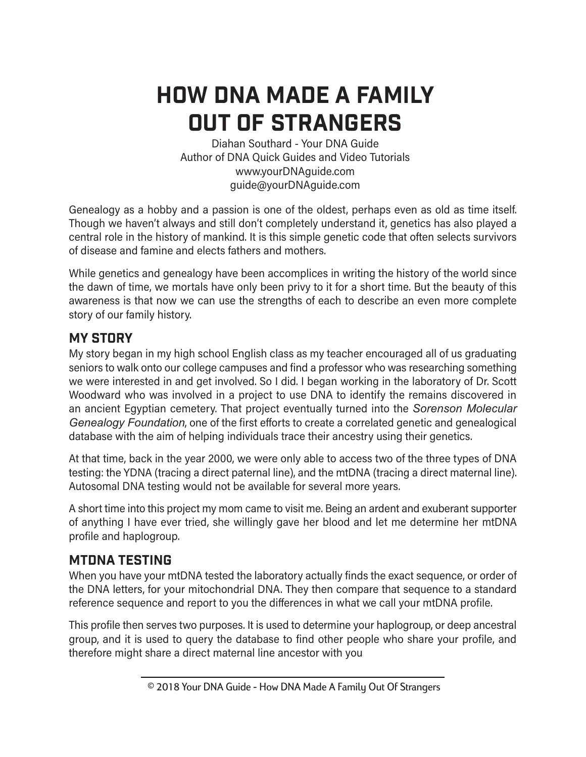# HOW DNA MADE A FAMILY OUT OF STRANGERS

Diahan Southard - Your DNA Guide
Author of DNA Quick Guides and Video Tutorials
www.yourDNAguide.com
guide@yourDNAguide.com

Genealogy as a hobby and a passion is one of the oldest, perhaps even as old as time itself. Though we haven't always and still don't completely understand it, genetics has also played a central role in the history of mankind. It is this simple genetic code that often selects survivors of disease and famine and elects fathers and mothers.

While genetics and genealogy have been accomplices in writing the history of the world since the dawn of time, we mortals have only been privy to it for a short time. But the beauty of this awareness is that now we can use the strengths of each to describe an even more complete story of our family history.

## MY STORY

My story began in my high school English class as my teacher encouraged all of us graduating seniors to walk onto our college campuses and find a professor who was researching something we were interested in and get involved. So I did. I began working in the laboratory of Dr. Scott Woodward who was involved in a project to use DNA to identify the remains discovered in an ancient Egyptian cemetery. That project eventually turned into the *Sorenson Molecular Genealogy Foundation*, one of the first efforts to create a correlated genetic and genealogical database with the aim of helping individuals trace their ancestry using their genetics.

At that time, back in the year 2000, we were only able to access two of the three types of DNA testing: the YDNA (tracing a direct paternal line), and the mtDNA (tracing a direct maternal line). Autosomal DNA testing would not be available for several more years.

A short time into this project my mom came to visit me. Being an ardent and exuberant supporter of anything I have ever tried, she willingly gave her blood and let me determine her mtDNA profile and haplogroup.

## MTDNA TESTING

When you have your mtDNA tested the laboratory actually finds the exact sequence, or order of the DNA letters, for your mitochondrial DNA. They then compare that sequence to a standard reference sequence and report to you the differences in what we call your mtDNA profile.

This profile then serves two purposes. It is used to determine your haplogroup, or deep ancestral group, and it is used to query the database to find other people who share your profile, and therefore might share a direct maternal line ancestor with you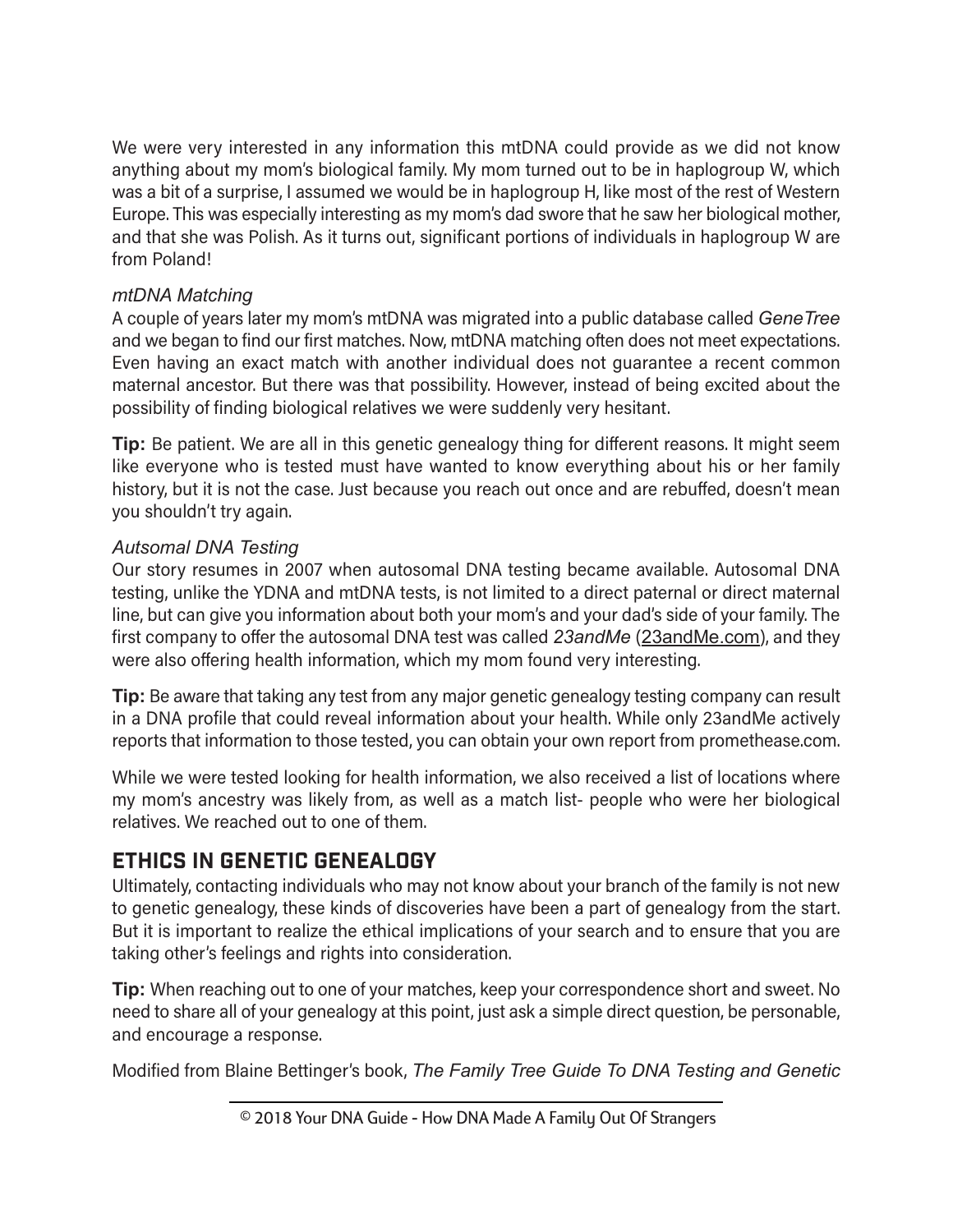We were very interested in any information this mtDNA could provide as we did not know anything about my mom's biological family. My mom turned out to be in haplogroup W, which was a bit of a surprise, I assumed we would be in haplogroup H, like most of the rest of Western Europe. This was especially interesting as my mom's dad swore that he saw her biological mother, and that she was Polish. As it turns out, significant portions of individuals in haplogroup W are from Poland!

### *mtDNA Matching*

A couple of years later my mom's mtDNA was migrated into a public database called *GeneTree* and we began to find our first matches. Now, mtDNA matching often does not meet expectations. Even having an exact match with another individual does not guarantee a recent common maternal ancestor. But there was that possibility. However, instead of being excited about the possibility of finding biological relatives we were suddenly very hesitant.

**Tip:** Be patient. We are all in this genetic genealogy thing for different reasons. It might seem like everyone who is tested must have wanted to know everything about his or her family history, but it is not the case. Just because you reach out once and are rebuffed, doesn't mean you shouldn't try again.

### *Autsomal DNA Testing*

Our story resumes in 2007 when autosomal DNA testing became available. Autosomal DNA testing, unlike the YDNA and mtDNA tests, is not limited to a direct paternal or direct maternal line, but can give you information about both your mom's and your dad's side of your family. The first company to offer the autosomal DNA test was called *23andMe* (23andMe.com), and they were also offering health information, which my mom found very interesting.

**Tip:** Be aware that taking any test from any major genetic genealogy testing company can result in a DNA profile that could reveal information about your health. While only 23andMe actively reports that information to those tested, you can obtain your own report from promethease.com.

While we were tested looking for health information, we also received a list of locations where my mom's ancestry was likely from, as well as a match list- people who were her biological relatives. We reached out to one of them.

## ETHICS IN GENETIC GENEALOGY

Ultimately, contacting individuals who may not know about your branch of the family is not new to genetic genealogy, these kinds of discoveries have been a part of genealogy from the start. But it is important to realize the ethical implications of your search and to ensure that you are taking other's feelings and rights into consideration.

**Tip:** When reaching out to one of your matches, keep your correspondence short and sweet. No need to share all of your genealogy at this point, just ask a simple direct question, be personable, and encourage a response.

Modified from Blaine Bettinger's book, *The Family Tree Guide To DNA Testing and Genetic*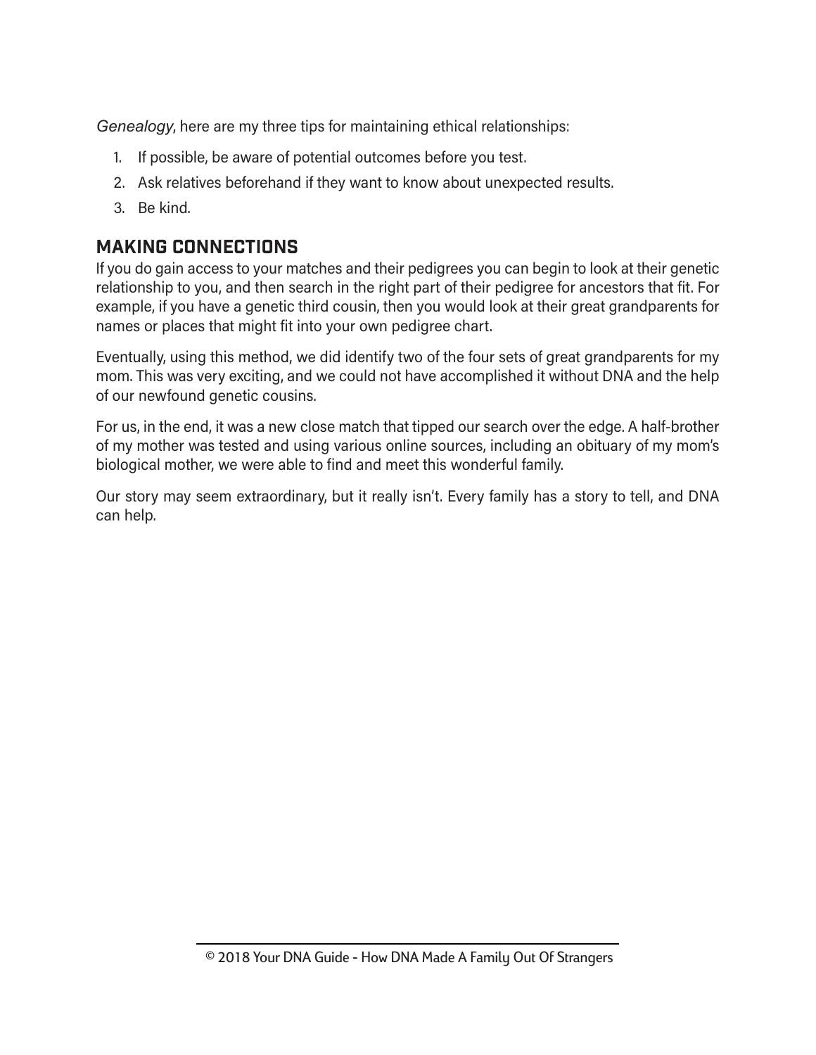*Genealogy*, here are my three tips for maintaining ethical relationships:

1. If possible, be aware of potential outcomes before you test.
2. Ask relatives beforehand if they want to know about unexpected results.
3. Be kind.

## MAKING CONNECTIONS

If you do gain access to your matches and their pedigrees you can begin to look at their genetic relationship to you, and then search in the right part of their pedigree for ancestors that fit. For example, if you have a genetic third cousin, then you would look at their great grandparents for names or places that might fit into your own pedigree chart.

Eventually, using this method, we did identify two of the four sets of great grandparents for my mom. This was very exciting, and we could not have accomplished it without DNA and the help of our newfound genetic cousins.

For us, in the end, it was a new close match that tipped our search over the edge. A half-brother of my mother was tested and using various online sources, including an obituary of my mom's biological mother, we were able to find and meet this wonderful family.

Our story may seem extraordinary, but it really isn't. Every family has a story to tell, and DNA can help.